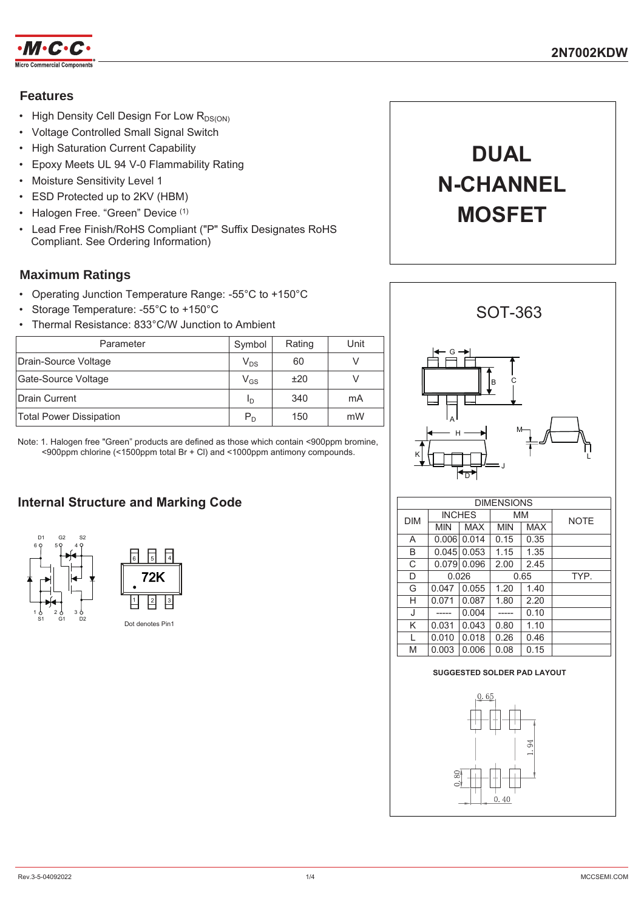# 2N7002KDW

## Features

- High Density Cell Design For Low $R_{DS(ON)}$
- Voltage Controlled Small Signal Switch
- High Saturation Current Capability
- Epoxy Meets UL 94 V-0 Flammability Rating
- Moisture Sensitivity Level 1
- ESD Protected up to 2KV (HBM)
- Halogen Free. "Green" Device [1]
- Lead Free Finish/RoHS Compliant ("P" Suffix Designates RoHS Compliant. See Ordering Information)

# DUAL N-CHANNEL MOSFET

## Maximum Ratings

- Operating Junction Temperature Range: -55°C to +150°C
- Storage Temperature: -55°C to +150°C
- Thermal Resistance: 833°C/W Junction to Ambient

| Parameter | Symbol | Rating | Unit |
|---|---|---|---|
| Drain-Source Voltage | $V_{DS}$ | 60 | V |
| Gate-Source Voltage | $V_{GS}$ | ±20 | V |
| Drain Current | $I_D$ | 340 | mA |
| Total Power Dissipation | $P_D$ | 150 | mW |

Note: 1. Halogen free "Green" products are defined as those which contain <900ppm bromine, <900ppm chlorine (<1500ppm total Br + Cl) and <1000ppm antimony compounds.

## SOT-363

| DIM | INCHES | | MM | | NOTE |
|---|---|---|---|---|---|
| | MIN | MAX | MIN | MAX | |
| A | 0.006 | 0.014 | 0.15 | 0.35 | |
| B | 0.045 | 0.053 | 1.15 | 1.35 | |
| C | 0.079 | 0.096 | 2.00 | 2.45 | |
| D | 0.026 | | 0.65 | | TYP. |
| G | 0.047 | 0.055 | 1.20 | 1.40 | |
| H | 0.071 | 0.087 | 1.80 | 2.20 | |
| J | ----- | 0.004 | ----- | 0.10 | |
| K | 0.031 | 0.043 | 0.80 | 1.10 | |
| L | 0.010 | 0.018 | 0.26 | 0.46 | |
| M | 0.003 | 0.006 | 0.08 | 0.15 | |

**SUGGESTED SOLDER PAD LAYOUT**

0.65, 1.94, 0.80, 0.40

## Internal Structure and Marking Code

D1 G2 S2 (6 5 4), S1 G1 D2 (1 2 3)

72K

Dot denotes Pin1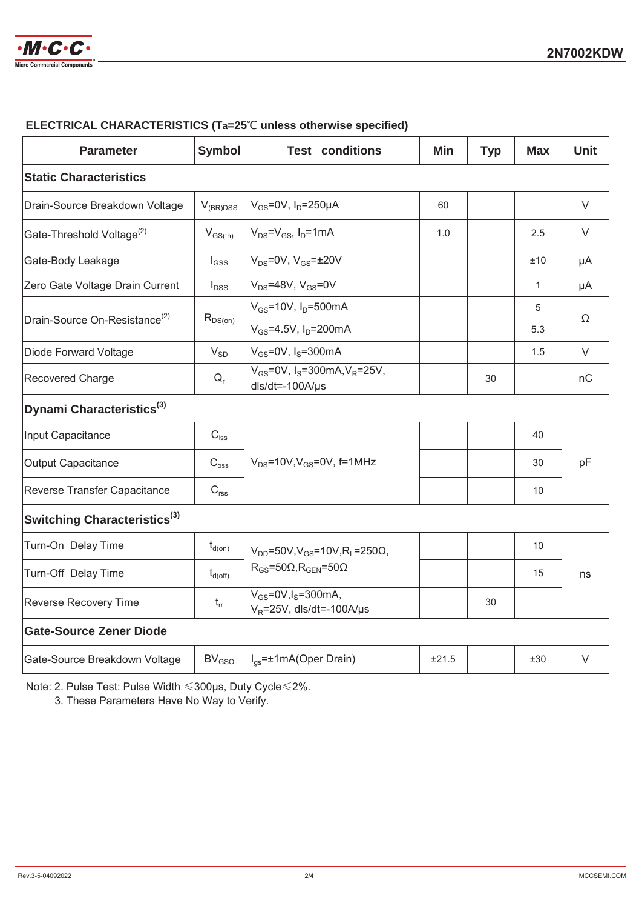## ELECTRICAL CHARACTERISTICS (Ta=25℃ unless otherwise specified)

| Parameter | Symbol | Test conditions | Min | Typ | Max | Unit |
|---|---|---|---|---|---|---|
| **Static Characteristics** | | | | | | |
| Drain-Source Breakdown Voltage | $V_{(BR)DSS}$ | $V_{GS}$=0V, $I_D$=250μA | 60 | | | V |
| Gate-Threshold Voltage(2) | $V_{GS(th)}$ | $V_{DS}$=$V_{GS}$, $I_D$=1mA | 1.0 | | 2.5 | V |
| Gate-Body Leakage | $I_{GSS}$ | $V_{DS}$=0V, $V_{GS}$=±20V | | | ±10 | μA |
| Zero Gate Voltage Drain Current | $I_{DSS}$ | $V_{DS}$=48V, $V_{GS}$=0V | | | 1 | μA |
| Drain-Source On-Resistance(2) | $R_{DS(on)}$ | $V_{GS}$=10V, $I_D$=500mA | | | 5 | Ω |
| | | $V_{GS}$=4.5V, $I_D$=200mA | | | 5.3 | |
| Diode Forward Voltage | $V_{SD}$ | $V_{GS}$=0V, $I_S$=300mA | | | 1.5 | V |
| Recovered Charge | $Q_r$ | $V_{GS}$=0V, $I_S$=300mA, $V_R$=25V, dIs/dt=-100A/μs | | 30 | | nC |
| **Dynami Characteristics(3)** | | | | | | |
| Input Capacitance | $C_{iss}$ | $V_{DS}$=10V, $V_{GS}$=0V, f=1MHz | | | 40 | pF |
| Output Capacitance | $C_{oss}$ | | | | 30 | |
| Reverse Transfer Capacitance | $C_{rss}$ | | | | 10 | |
| **Switching Characteristics(3)** | | | | | | |
| Turn-On Delay Time | $t_{d(on)}$ | $V_{DD}$=50V, $V_{GS}$=10V, $R_L$=250Ω, $R_{GS}$=50Ω, $R_{GEN}$=50Ω | | | 10 | ns |
| Turn-Off Delay Time | $t_{d(off)}$ | | | | 15 | |
| Reverse Recovery Time | $t_{rr}$ | $V_{GS}$=0V, $I_S$=300mA, $V_R$=25V, dIs/dt=-100A/μs | | 30 | | |
| **Gate-Source Zener Diode** | | | | | | |
| Gate-Source Breakdown Voltage | $BV_{GSO}$ | $I_{gs}$=±1mA(Oper Drain) | ±21.5 | | ±30 | V |

Note: 2. Pulse Test: Pulse Width ≤300μs, Duty Cycle≤2%.
3. These Parameters Have No Way to Verify.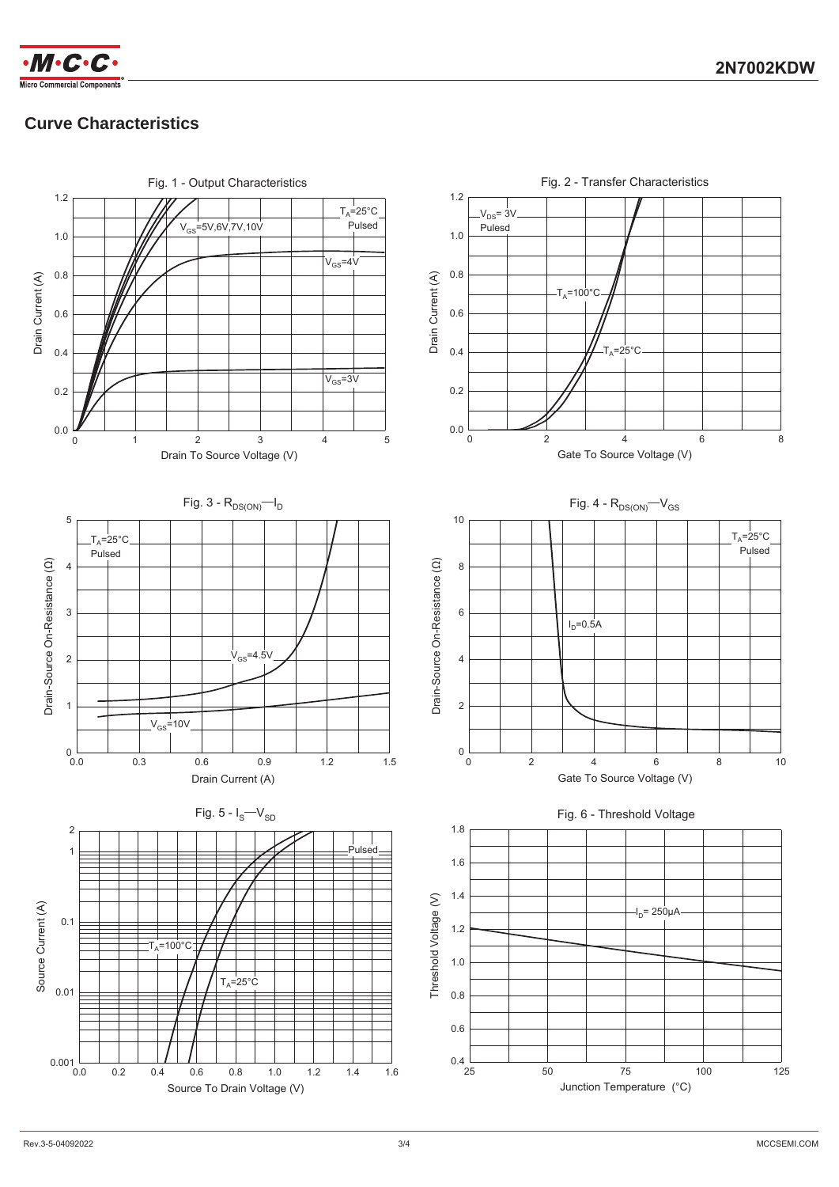## Curve Characteristics

Fig. 1 - Output Characteristics

$T_A$=25°C
Pulsed

$V_{GS}$=5V,6V,7V,10V

$V_{GS}$=4V

$V_{GS}$=3V

Drain Current (A)

Drain To Source Voltage (V)

Fig. 2 - Transfer Characteristics

$V_{DS}$= 3V
Pulesd

$T_A$=100°C

$T_A$=25°C

Drain Current (A)

Gate To Source Voltage (V)

Fig. 3 - $R_{DS(ON)}$—$I_D$

$T_A$=25°C
Pulsed

$V_{GS}$=4.5V

$V_{GS}$=10V

Drain-Source On-Resistance (Ω)

Drain Current (A)

Fig. 4 - $R_{DS(ON)}$—$V_{GS}$

$T_A$=25°C
Pulsed

$I_D$=0.5A

Drain-Source On-Resistance (Ω)

Gate To Source Voltage (V)

Fig. 5 - $I_S$—$V_{SD}$

Pulsed

$T_A$=100°C

$T_A$=25°C

Source Current (A)

Source To Drain Voltage (V)

Fig. 6 - Threshold Voltage

$I_D$= 250μA

Threshold Voltage (V)

Junction Temperature (°C)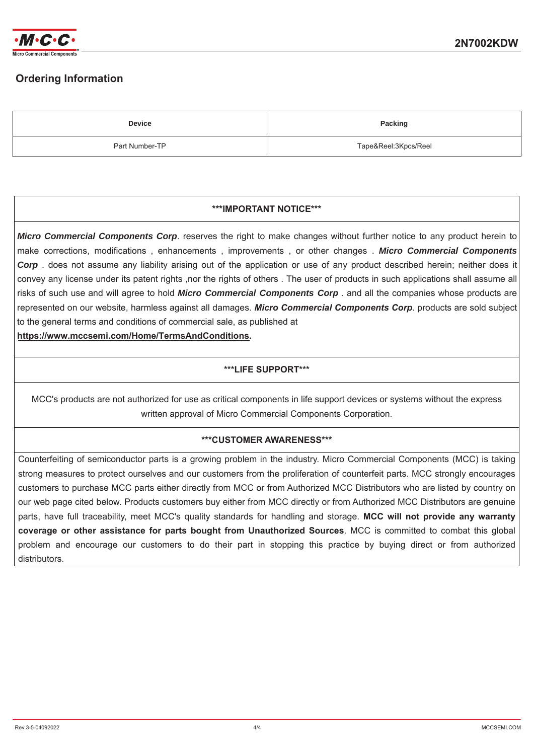## Ordering Information

| Device | Packing |
|---|---|
| Part Number-TP | Tape&Reel:3Kpcs/Reel |

### ***IMPORTANT NOTICE***

***Micro Commercial Components Corp***. reserves the right to make changes without further notice to any product herein to make corrections, modifications , enhancements , improvements , or other changes . ***Micro Commercial Components Corp*** . does not assume any liability arising out of the application or use of any product described herein; neither does it convey any license under its patent rights ,nor the rights of others . The user of products in such applications shall assume all risks of such use and will agree to hold ***Micro Commercial Components Corp*** . and all the companies whose products are represented on our website, harmless against all damages. ***Micro Commercial Components Corp***. products are sold subject to the general terms and conditions of commercial sale, as published at
**https://www.mccsemi.com/Home/TermsAndConditions.**

### ***LIFE SUPPORT***

MCC's products are not authorized for use as critical components in life support devices or systems without the express written approval of Micro Commercial Components Corporation.

### ***CUSTOMER AWARENESS***

Counterfeiting of semiconductor parts is a growing problem in the industry. Micro Commercial Components (MCC) is taking strong measures to protect ourselves and our customers from the proliferation of counterfeit parts. MCC strongly encourages customers to purchase MCC parts either directly from MCC or from Authorized MCC Distributors who are listed by country on our web page cited below. Products customers buy either from MCC directly or from Authorized MCC Distributors are genuine parts, have full traceability, meet MCC's quality standards for handling and storage. **MCC will not provide any warranty coverage or other assistance for parts bought from Unauthorized Sources**. MCC is committed to combat this global problem and encourage our customers to do their part in stopping this practice by buying direct or from authorized distributors.